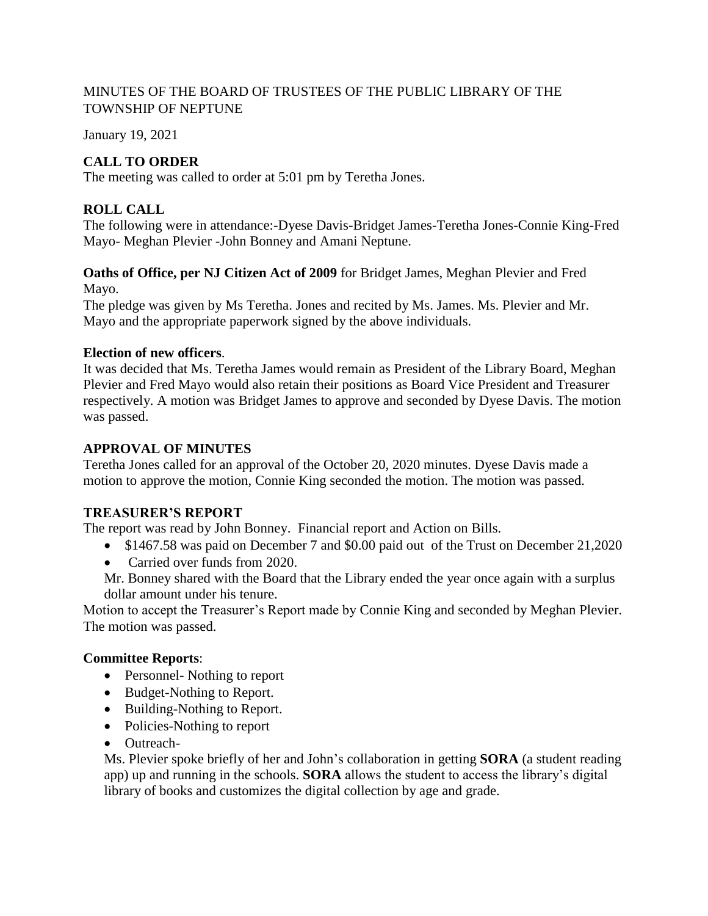MINUTES OF THE BOARD OF TRUSTEES OF THE PUBLIC LIBRARY OF THE TOWNSHIP OF NEPTUNE

January 19, 2021

## CALL TO ORDER

The meeting was called to order at 5:01 pm by Teretha Jones.

## ROLL CALL

The following were in attendance:-Dyese Davis-Bridget James-Teretha Jones-Connie King-Fred Mayo- Meghan Plevier -John Bonney and Amani Neptune.

**Oaths of Office, per NJ Citizen Act of 2009** for Bridget James, Meghan Plevier and Fred Mayo.

The pledge was given by Ms Teretha. Jones and recited by Ms. James. Ms. Plevier and Mr. Mayo and the appropriate paperwork signed by the above individuals.

**Election of new officers**.

It was decided that Ms. Teretha James would remain as President of the Library Board, Meghan Plevier and Fred Mayo would also retain their positions as Board Vice President and Treasurer respectively. A motion was Bridget James to approve and seconded by Dyese Davis. The motion was passed.

## APPROVAL OF MINUTES

Teretha Jones called for an approval of the October 20, 2020 minutes. Dyese Davis made a motion to approve the motion, Connie King seconded the motion. The motion was passed.

## TREASURER'S REPORT

The report was read by John Bonney. Financial report and Action on Bills.

- \$1467.58 was paid on December 7 and \$0.00 paid out of the Trust on December 21,2020
- Carried over funds from 2020.

Mr. Bonney shared with the Board that the Library ended the year once again with a surplus dollar amount under his tenure.

Motion to accept the Treasurer's Report made by Connie King and seconded by Meghan Plevier. The motion was passed.

**Committee Reports**:

- Personnel- Nothing to report
- Budget-Nothing to Report.
- Building-Nothing to Report.
- Policies-Nothing to report
- Outreach-

Ms. Plevier spoke briefly of her and John's collaboration in getting **SORA** (a student reading app) up and running in the schools. **SORA** allows the student to access the library's digital library of books and customizes the digital collection by age and grade.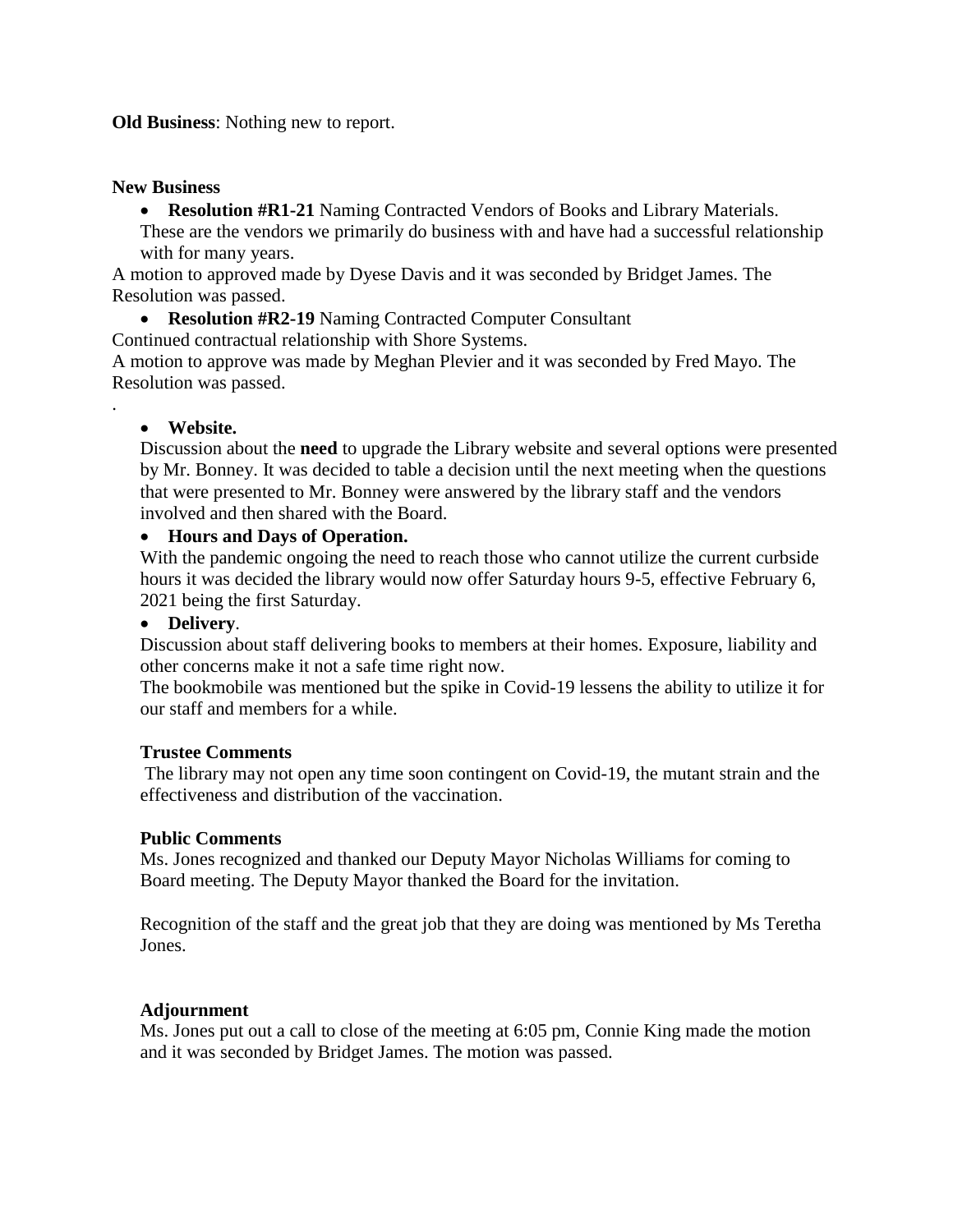**Old Business**: Nothing new to report.

**New Business**

- **Resolution #R1-21** Naming Contracted Vendors of Books and Library Materials. These are the vendors we primarily do business with and have had a successful relationship with for many years.

A motion to approved made by Dyese Davis and it was seconded by Bridget James. The Resolution was passed.

- **Resolution #R2-19** Naming Contracted Computer Consultant

Continued contractual relationship with Shore Systems.

A motion to approve was made by Meghan Plevier and it was seconded by Fred Mayo. The Resolution was passed.

.

- **Website.**

  Discussion about the **need** to upgrade the Library website and several options were presented by Mr. Bonney. It was decided to table a decision until the next meeting when the questions that were presented to Mr. Bonney were answered by the library staff and the vendors involved and then shared with the Board.

- **Hours and Days of Operation.**

  With the pandemic ongoing the need to reach those who cannot utilize the current curbside hours it was decided the library would now offer Saturday hours 9-5, effective February 6, 2021 being the first Saturday.

- **Delivery**.

  Discussion about staff delivering books to members at their homes. Exposure, liability and other concerns make it not a safe time right now.

  The bookmobile was mentioned but the spike in Covid-19 lessens the ability to utilize it for our staff and members for a while.

**Trustee Comments**

The library may not open any time soon contingent on Covid-19, the mutant strain and the effectiveness and distribution of the vaccination.

**Public Comments**

Ms. Jones recognized and thanked our Deputy Mayor Nicholas Williams for coming to Board meeting. The Deputy Mayor thanked the Board for the invitation.

Recognition of the staff and the great job that they are doing was mentioned by Ms Teretha Jones.

**Adjournment**

Ms. Jones put out a call to close of the meeting at 6:05 pm, Connie King made the motion and it was seconded by Bridget James. The motion was passed.